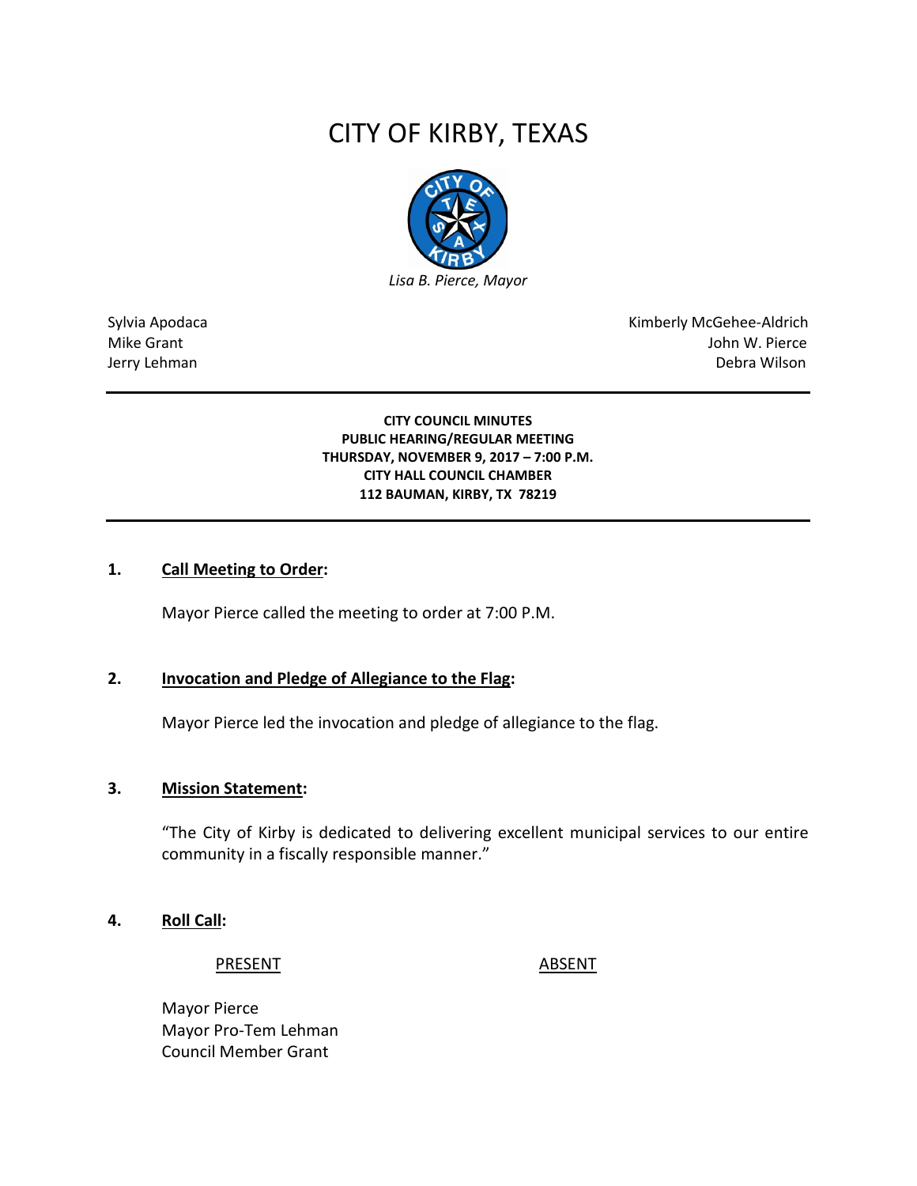# CITY OF KIRBY, TEXAS

*Lisa B. Pierce, Mayor*

Sylvia Apodaca
Mike Grant
Jerry Lehman

Kimberly McGehee-Aldrich
John W. Pierce
Debra Wilson

---

**CITY COUNCIL MINUTES**
**PUBLIC HEARING/REGULAR MEETING**
**THURSDAY, NOVEMBER 9, 2017 – 7:00 P.M.**
**CITY HALL COUNCIL CHAMBER**
**112 BAUMAN, KIRBY, TX 78219**

---

**1. Call Meeting to Order:**

Mayor Pierce called the meeting to order at 7:00 P.M.

**2. Invocation and Pledge of Allegiance to the Flag:**

Mayor Pierce led the invocation and pledge of allegiance to the flag.

**3. Mission Statement:**

"The City of Kirby is dedicated to delivering excellent municipal services to our entire community in a fiscally responsible manner."

**4. Roll Call:**

| PRESENT | ABSENT |
|---|---|
| Mayor Pierce | |
| Mayor Pro-Tem Lehman | |
| Council Member Grant | |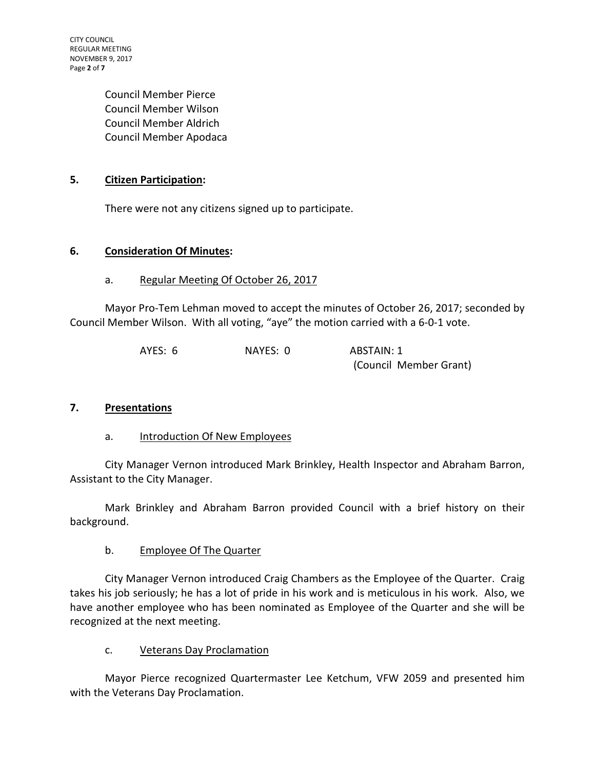Council Member Pierce
Council Member Wilson
Council Member Aldrich
Council Member Apodaca

## 5. **Citizen Participation:**

There were not any citizens signed up to participate.

## 6. **Consideration Of Minutes:**

a. Regular Meeting Of October 26, 2017

Mayor Pro-Tem Lehman moved to accept the minutes of October 26, 2017; seconded by Council Member Wilson. With all voting, "aye" the motion carried with a 6-0-1 vote.

| AYES: 6 | NAYES: 0 | ABSTAIN: 1 (Council Member Grant) |
|---|---|---|

## 7. **Presentations**

a. Introduction Of New Employees

City Manager Vernon introduced Mark Brinkley, Health Inspector and Abraham Barron, Assistant to the City Manager.

Mark Brinkley and Abraham Barron provided Council with a brief history on their background.

b. Employee Of The Quarter

City Manager Vernon introduced Craig Chambers as the Employee of the Quarter. Craig takes his job seriously; he has a lot of pride in his work and is meticulous in his work. Also, we have another employee who has been nominated as Employee of the Quarter and she will be recognized at the next meeting.

c. Veterans Day Proclamation

Mayor Pierce recognized Quartermaster Lee Ketchum, VFW 2059 and presented him with the Veterans Day Proclamation.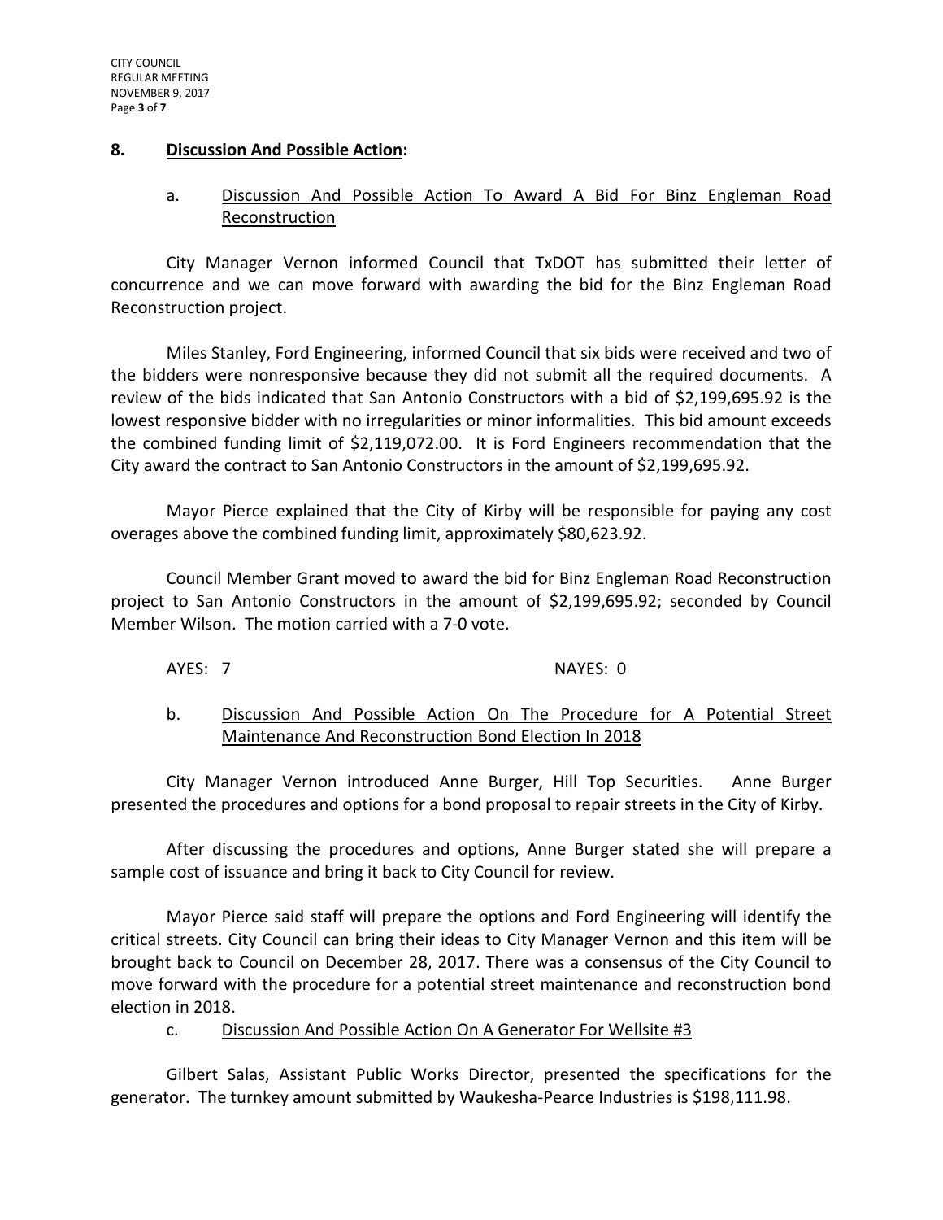## 8. Discussion And Possible Action:

a. Discussion And Possible Action To Award A Bid For Binz Engleman Road Reconstruction

City Manager Vernon informed Council that TxDOT has submitted their letter of concurrence and we can move forward with awarding the bid for the Binz Engleman Road Reconstruction project.

Miles Stanley, Ford Engineering, informed Council that six bids were received and two of the bidders were nonresponsive because they did not submit all the required documents. A review of the bids indicated that San Antonio Constructors with a bid of $2,199,695.92 is the lowest responsive bidder with no irregularities or minor informalities. This bid amount exceeds the combined funding limit of $2,119,072.00. It is Ford Engineers recommendation that the City award the contract to San Antonio Constructors in the amount of $2,199,695.92.

Mayor Pierce explained that the City of Kirby will be responsible for paying any cost overages above the combined funding limit, approximately $80,623.92.

Council Member Grant moved to award the bid for Binz Engleman Road Reconstruction project to San Antonio Constructors in the amount of $2,199,695.92; seconded by Council Member Wilson. The motion carried with a 7-0 vote.

AYES: 7 NAYES: 0

b. Discussion And Possible Action On The Procedure for A Potential Street Maintenance And Reconstruction Bond Election In 2018

City Manager Vernon introduced Anne Burger, Hill Top Securities. Anne Burger presented the procedures and options for a bond proposal to repair streets in the City of Kirby.

After discussing the procedures and options, Anne Burger stated she will prepare a sample cost of issuance and bring it back to City Council for review.

Mayor Pierce said staff will prepare the options and Ford Engineering will identify the critical streets. City Council can bring their ideas to City Manager Vernon and this item will be brought back to Council on December 28, 2017. There was a consensus of the City Council to move forward with the procedure for a potential street maintenance and reconstruction bond election in 2018.

c. Discussion And Possible Action On A Generator For Wellsite #3

Gilbert Salas, Assistant Public Works Director, presented the specifications for the generator. The turnkey amount submitted by Waukesha-Pearce Industries is $198,111.98.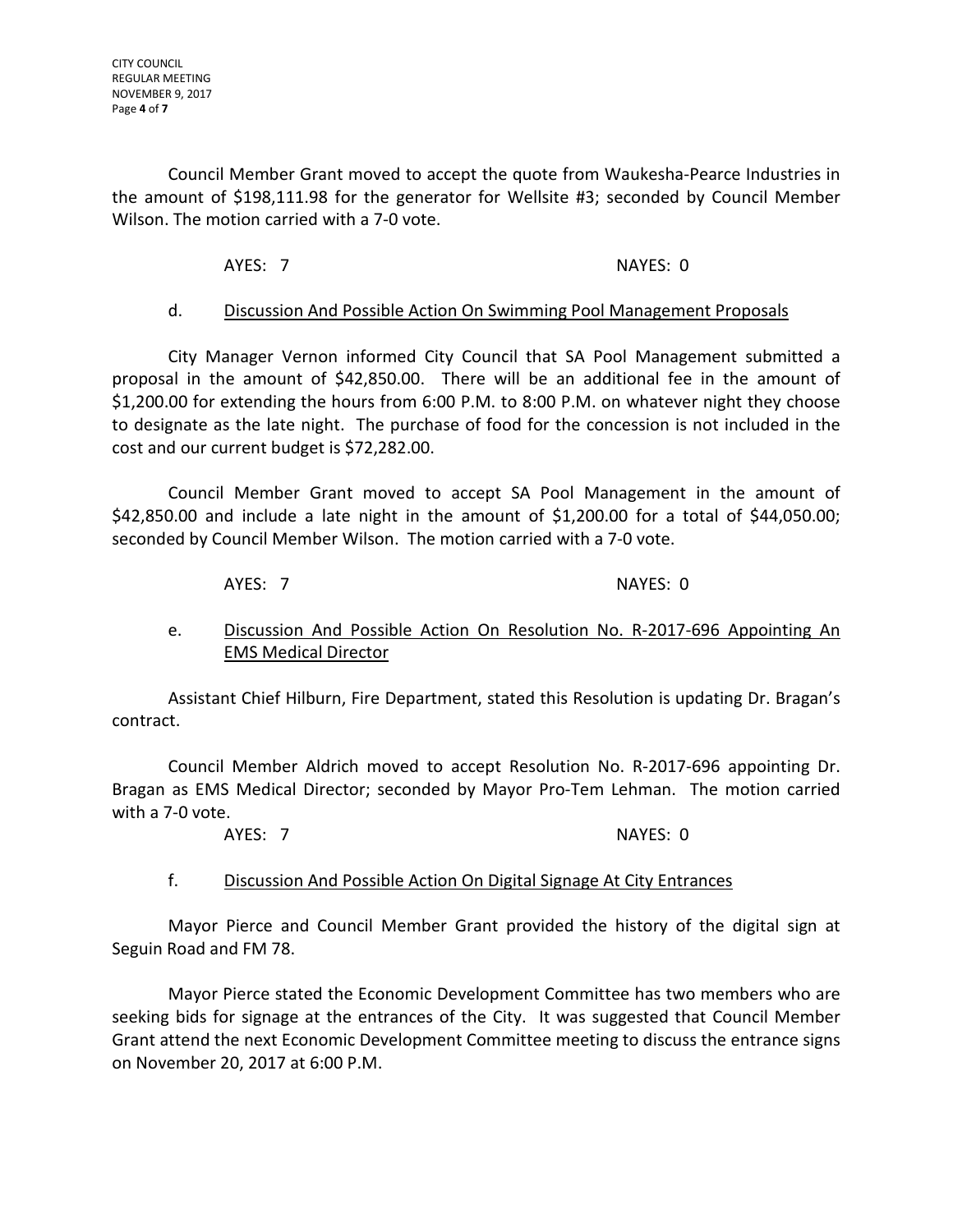Council Member Grant moved to accept the quote from Waukesha-Pearce Industries in the amount of $198,111.98 for the generator for Wellsite #3; seconded by Council Member Wilson. The motion carried with a 7-0 vote.

AYES: 7 NAYES: 0

d. <u>Discussion And Possible Action On Swimming Pool Management Proposals</u>

City Manager Vernon informed City Council that SA Pool Management submitted a proposal in the amount of $42,850.00. There will be an additional fee in the amount of $1,200.00 for extending the hours from 6:00 P.M. to 8:00 P.M. on whatever night they choose to designate as the late night. The purchase of food for the concession is not included in the cost and our current budget is $72,282.00.

Council Member Grant moved to accept SA Pool Management in the amount of $42,850.00 and include a late night in the amount of $1,200.00 for a total of $44,050.00; seconded by Council Member Wilson. The motion carried with a 7-0 vote.

AYES: 7 NAYES: 0

e. <u>Discussion And Possible Action On Resolution No. R-2017-696 Appointing An EMS Medical Director</u>

Assistant Chief Hilburn, Fire Department, stated this Resolution is updating Dr. Bragan's contract.

Council Member Aldrich moved to accept Resolution No. R-2017-696 appointing Dr. Bragan as EMS Medical Director; seconded by Mayor Pro-Tem Lehman. The motion carried with a 7-0 vote.

AYES: 7 NAYES: 0

f. <u>Discussion And Possible Action On Digital Signage At City Entrances</u>

Mayor Pierce and Council Member Grant provided the history of the digital sign at Seguin Road and FM 78.

Mayor Pierce stated the Economic Development Committee has two members who are seeking bids for signage at the entrances of the City. It was suggested that Council Member Grant attend the next Economic Development Committee meeting to discuss the entrance signs on November 20, 2017 at 6:00 P.M.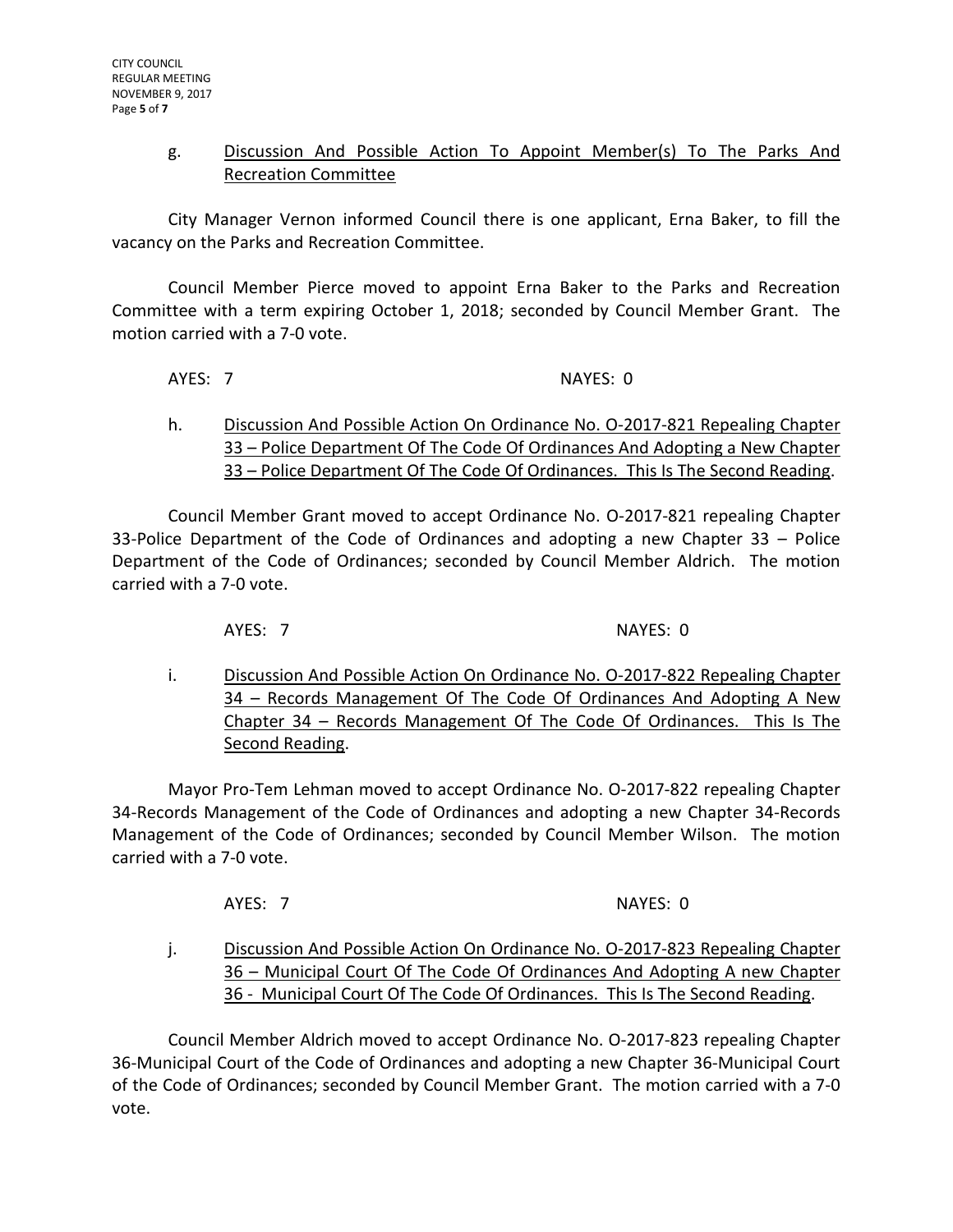g. Discussion And Possible Action To Appoint Member(s) To The Parks And Recreation Committee

City Manager Vernon informed Council there is one applicant, Erna Baker, to fill the vacancy on the Parks and Recreation Committee.

Council Member Pierce moved to appoint Erna Baker to the Parks and Recreation Committee with a term expiring October 1, 2018; seconded by Council Member Grant. The motion carried with a 7-0 vote.

AYES: 7 NAYES: 0

h. Discussion And Possible Action On Ordinance No. O-2017-821 Repealing Chapter 33 – Police Department Of The Code Of Ordinances And Adopting a New Chapter 33 – Police Department Of The Code Of Ordinances. This Is The Second Reading.

Council Member Grant moved to accept Ordinance No. O-2017-821 repealing Chapter 33-Police Department of the Code of Ordinances and adopting a new Chapter 33 – Police Department of the Code of Ordinances; seconded by Council Member Aldrich. The motion carried with a 7-0 vote.

AYES: 7 NAYES: 0

i. Discussion And Possible Action On Ordinance No. O-2017-822 Repealing Chapter 34 – Records Management Of The Code Of Ordinances And Adopting A New Chapter 34 – Records Management Of The Code Of Ordinances. This Is The Second Reading.

Mayor Pro-Tem Lehman moved to accept Ordinance No. O-2017-822 repealing Chapter 34-Records Management of the Code of Ordinances and adopting a new Chapter 34-Records Management of the Code of Ordinances; seconded by Council Member Wilson. The motion carried with a 7-0 vote.

AYES: 7 NAYES: 0

j. Discussion And Possible Action On Ordinance No. O-2017-823 Repealing Chapter 36 – Municipal Court Of The Code Of Ordinances And Adopting A new Chapter 36 - Municipal Court Of The Code Of Ordinances. This Is The Second Reading.

Council Member Aldrich moved to accept Ordinance No. O-2017-823 repealing Chapter 36-Municipal Court of the Code of Ordinances and adopting a new Chapter 36-Municipal Court of the Code of Ordinances; seconded by Council Member Grant. The motion carried with a 7-0 vote.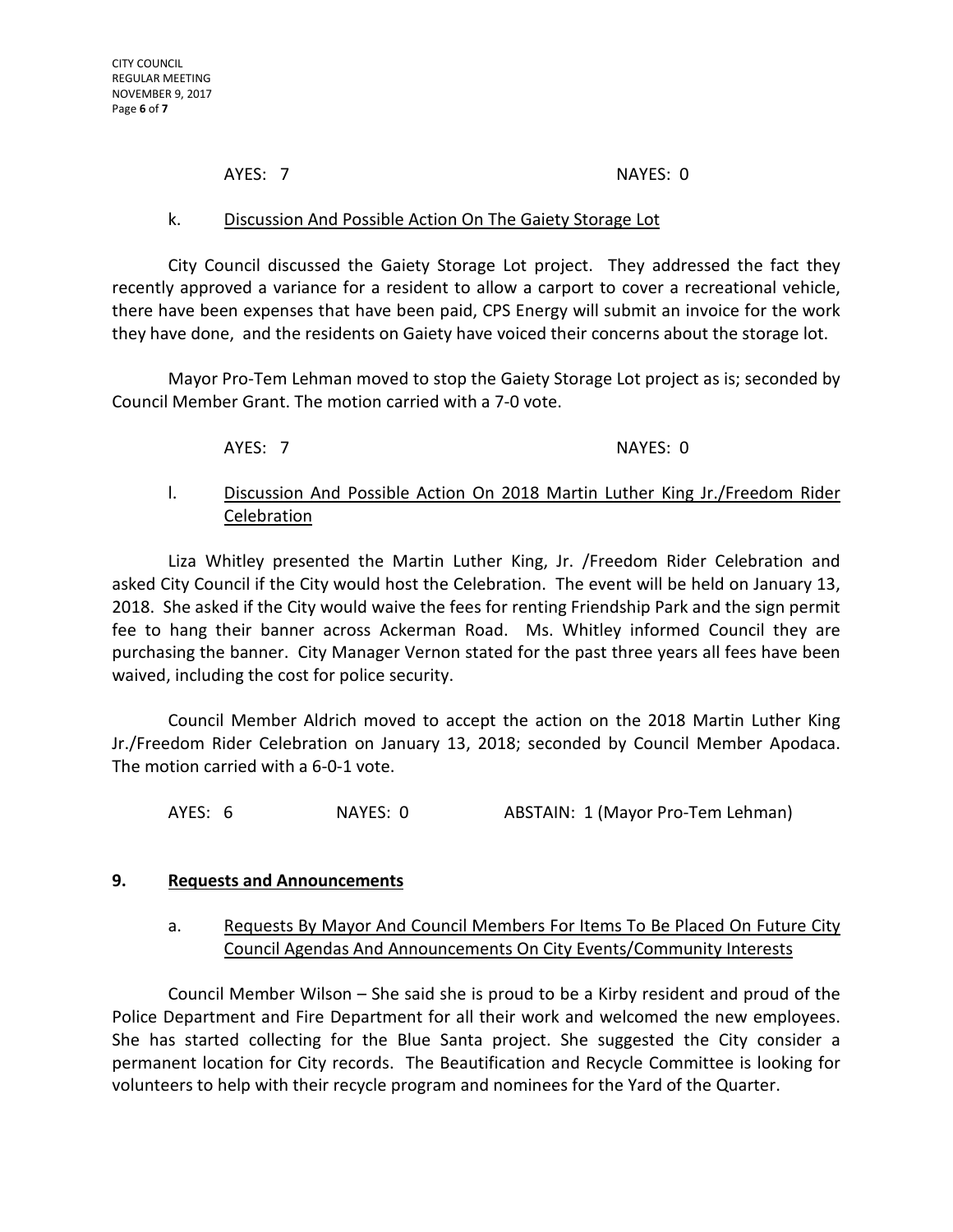AYES: 7 NAYES: 0

k. Discussion And Possible Action On The Gaiety Storage Lot

City Council discussed the Gaiety Storage Lot project. They addressed the fact they recently approved a variance for a resident to allow a carport to cover a recreational vehicle, there have been expenses that have been paid, CPS Energy will submit an invoice for the work they have done, and the residents on Gaiety have voiced their concerns about the storage lot.

Mayor Pro-Tem Lehman moved to stop the Gaiety Storage Lot project as is; seconded by Council Member Grant. The motion carried with a 7-0 vote.

AYES: 7 NAYES: 0

l. Discussion And Possible Action On 2018 Martin Luther King Jr./Freedom Rider Celebration

Liza Whitley presented the Martin Luther King, Jr. /Freedom Rider Celebration and asked City Council if the City would host the Celebration. The event will be held on January 13, 2018. She asked if the City would waive the fees for renting Friendship Park and the sign permit fee to hang their banner across Ackerman Road. Ms. Whitley informed Council they are purchasing the banner. City Manager Vernon stated for the past three years all fees have been waived, including the cost for police security.

Council Member Aldrich moved to accept the action on the 2018 Martin Luther King Jr./Freedom Rider Celebration on January 13, 2018; seconded by Council Member Apodaca. The motion carried with a 6-0-1 vote.

AYES: 6 NAYES: 0 ABSTAIN: 1 (Mayor Pro-Tem Lehman)

## 9. Requests and Announcements

a. Requests By Mayor And Council Members For Items To Be Placed On Future City Council Agendas And Announcements On City Events/Community Interests

Council Member Wilson – She said she is proud to be a Kirby resident and proud of the Police Department and Fire Department for all their work and welcomed the new employees. She has started collecting for the Blue Santa project. She suggested the City consider a permanent location for City records. The Beautification and Recycle Committee is looking for volunteers to help with their recycle program and nominees for the Yard of the Quarter.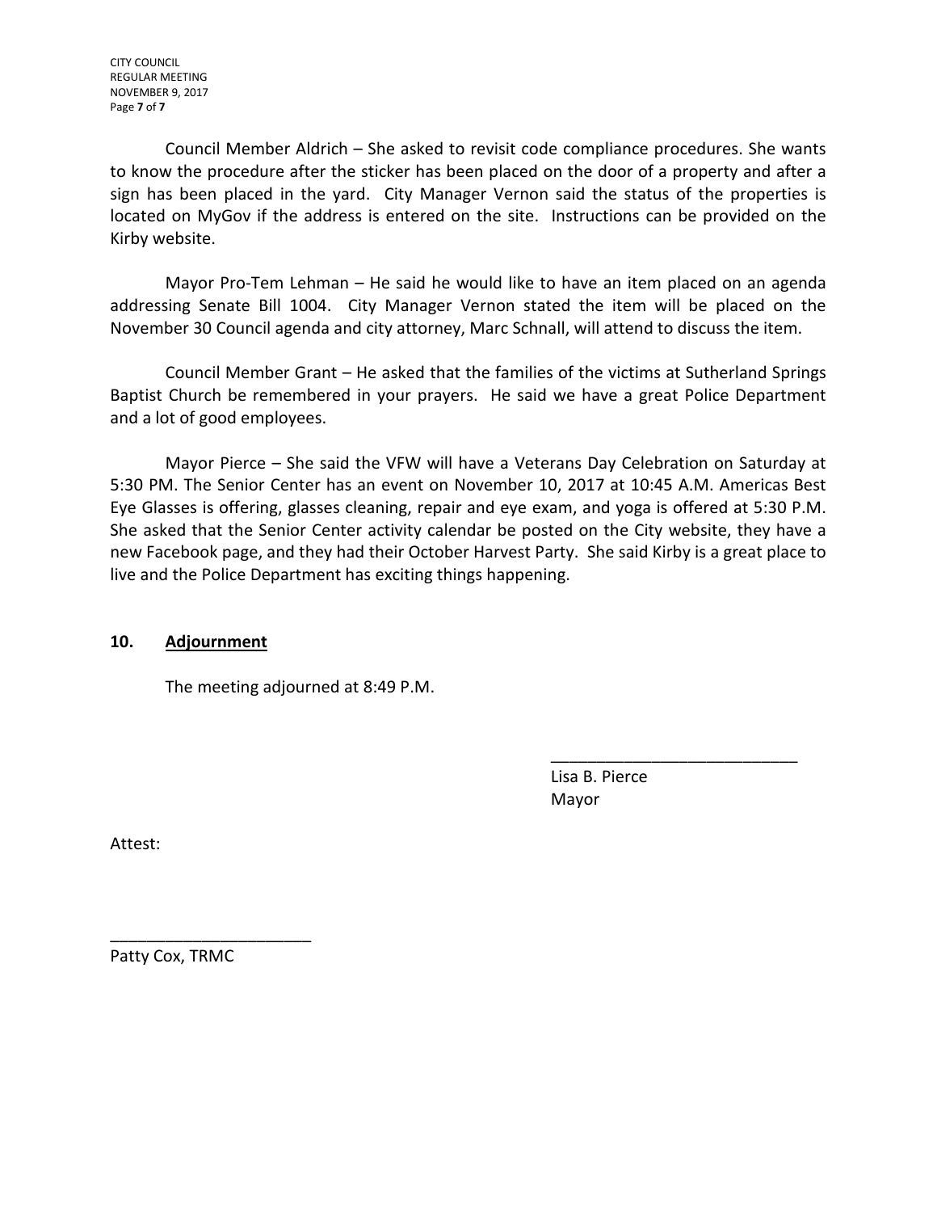Council Member Aldrich – She asked to revisit code compliance procedures. She wants to know the procedure after the sticker has been placed on the door of a property and after a sign has been placed in the yard. City Manager Vernon said the status of the properties is located on MyGov if the address is entered on the site. Instructions can be provided on the Kirby website.

Mayor Pro-Tem Lehman – He said he would like to have an item placed on an agenda addressing Senate Bill 1004. City Manager Vernon stated the item will be placed on the November 30 Council agenda and city attorney, Marc Schnall, will attend to discuss the item.

Council Member Grant – He asked that the families of the victims at Sutherland Springs Baptist Church be remembered in your prayers. He said we have a great Police Department and a lot of good employees.

Mayor Pierce – She said the VFW will have a Veterans Day Celebration on Saturday at 5:30 PM. The Senior Center has an event on November 10, 2017 at 10:45 A.M. Americas Best Eye Glasses is offering, glasses cleaning, repair and eye exam, and yoga is offered at 5:30 P.M. She asked that the Senior Center activity calendar be posted on the City website, they have a new Facebook page, and they had their October Harvest Party. She said Kirby is a great place to live and the Police Department has exciting things happening.

## 10. Adjournment

The meeting adjourned at 8:49 P.M.

\_\_\_\_\_\_\_\_\_\_\_\_\_\_\_\_\_\_\_\_\_\_\_\_\_\_\_\_
Lisa B. Pierce
Mayor

Attest:

\_\_\_\_\_\_\_\_\_\_\_\_\_\_\_\_\_\_\_\_\_\_
Patty Cox, TRMC